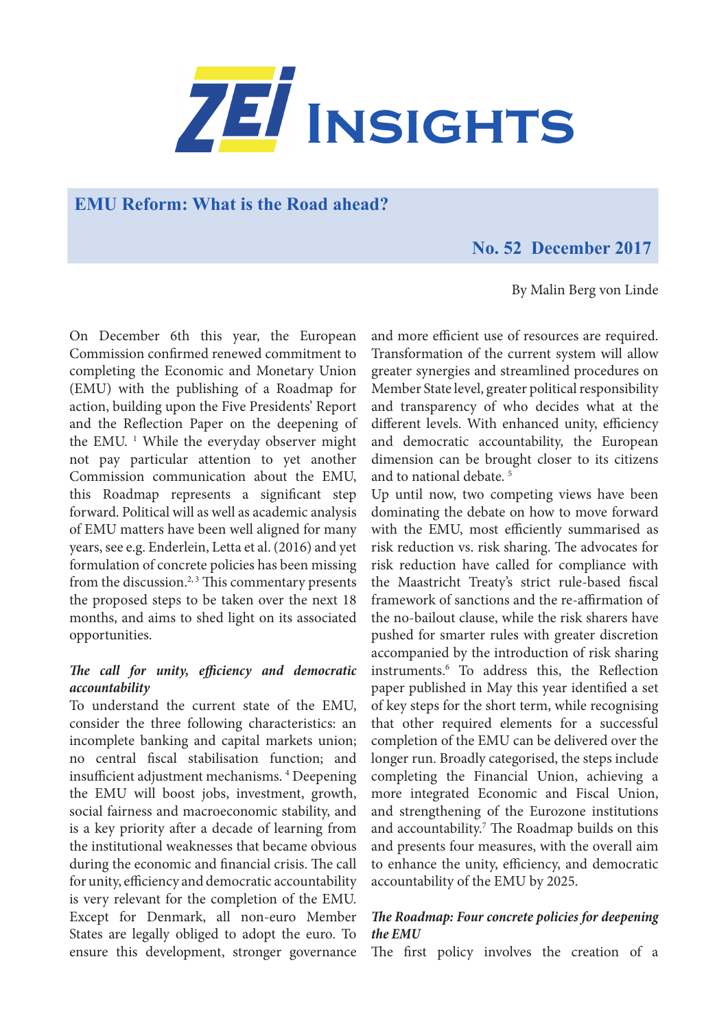# ZEI Insights

## EMU Reform: What is the Road ahead?

**No. 52 December 2017**

By Malin Berg von Linde

On December 6th this year, the European Commission confirmed renewed commitment to completing the Economic and Monetary Union (EMU) with the publishing of a Roadmap for action, building upon the Five Presidents' Report and the Reflection Paper on the deepening of the EMU. [1] While the everyday observer might not pay particular attention to yet another Commission communication about the EMU, this Roadmap represents a significant step forward. Political will as well as academic analysis of EMU matters have been well aligned for many years, see e.g. Enderlein, Letta et al. (2016) and yet formulation of concrete policies has been missing from the discussion.[2, 3] This commentary presents the proposed steps to be taken over the next 18 months, and aims to shed light on its associated opportunities.

### *The call for unity, efficiency and democratic accountability*

To understand the current state of the EMU, consider the three following characteristics: an incomplete banking and capital markets union; no central fiscal stabilisation function; and insufficient adjustment mechanisms. [4] Deepening the EMU will boost jobs, investment, growth, social fairness and macroeconomic stability, and is a key priority after a decade of learning from the institutional weaknesses that became obvious during the economic and financial crisis. The call for unity, efficiency and democratic accountability is very relevant for the completion of the EMU. Except for Denmark, all non-euro Member States are legally obliged to adopt the euro. To ensure this development, stronger governance and more efficient use of resources are required. Transformation of the current system will allow greater synergies and streamlined procedures on Member State level, greater political responsibility and transparency of who decides what at the different levels. With enhanced unity, efficiency and democratic accountability, the European dimension can be brought closer to its citizens and to national debate. [5]

Up until now, two competing views have been dominating the debate on how to move forward with the EMU, most efficiently summarised as risk reduction vs. risk sharing. The advocates for risk reduction have called for compliance with the Maastricht Treaty's strict rule-based fiscal framework of sanctions and the re-affirmation of the no-bailout clause, while the risk sharers have pushed for smarter rules with greater discretion accompanied by the introduction of risk sharing instruments.[6] To address this, the Reflection paper published in May this year identified a set of key steps for the short term, while recognising that other required elements for a successful completion of the EMU can be delivered over the longer run. Broadly categorised, the steps include completing the Financial Union, achieving a more integrated Economic and Fiscal Union, and strengthening of the Eurozone institutions and accountability.[7] The Roadmap builds on this and presents four measures, with the overall aim to enhance the unity, efficiency, and democratic accountability of the EMU by 2025.

### *The Roadmap: Four concrete policies for deepening the EMU*

The first policy involves the creation of a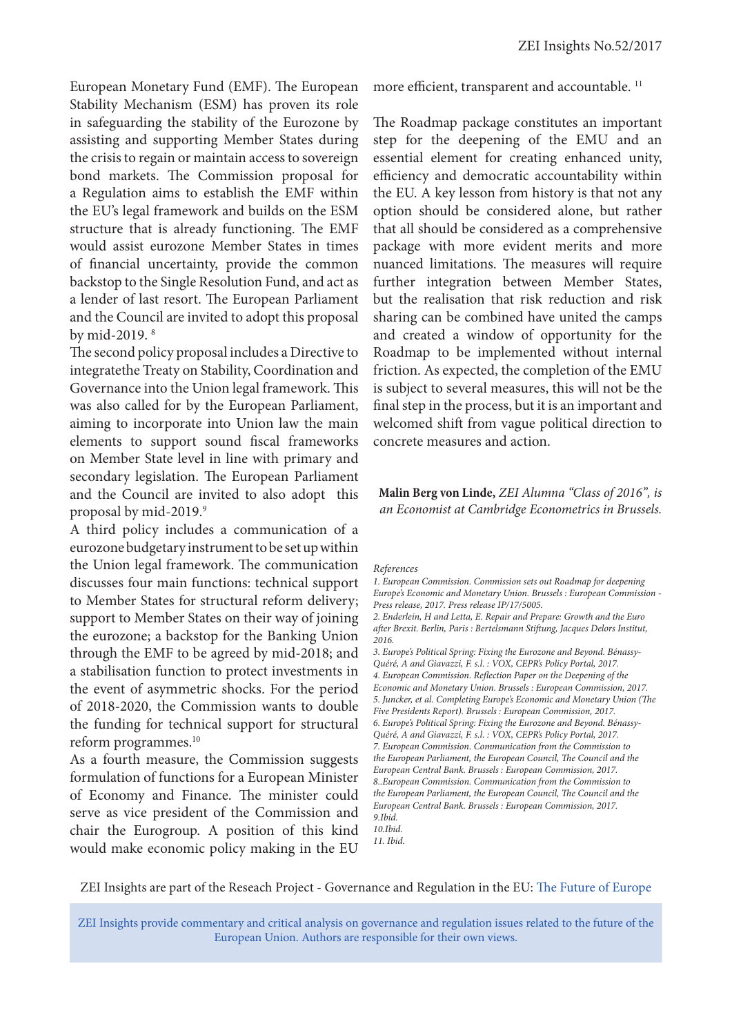European Monetary Fund (EMF). The European Stability Mechanism (ESM) has proven its role in safeguarding the stability of the Eurozone by assisting and supporting Member States during the crisis to regain or maintain access to sovereign bond markets. The Commission proposal for a Regulation aims to establish the EMF within the EU's legal framework and builds on the ESM structure that is already functioning. The EMF would assist eurozone Member States in times of financial uncertainty, provide the common backstop to the Single Resolution Fund, and act as a lender of last resort. The European Parliament and the Council are invited to adopt this proposal by mid-2019. [8]

The second policy proposal includes a Directive to integratethe Treaty on Stability, Coordination and Governance into the Union legal framework. This was also called for by the European Parliament, aiming to incorporate into Union law the main elements to support sound fiscal frameworks on Member State level in line with primary and secondary legislation. The European Parliament and the Council are invited to also adopt this proposal by mid-2019.[9]

A third policy includes a communication of a eurozone budgetary instrument to be set up within the Union legal framework. The communication discusses four main functions: technical support to Member States for structural reform delivery; support to Member States on their way of joining the eurozone; a backstop for the Banking Union through the EMF to be agreed by mid-2018; and a stabilisation function to protect investments in the event of asymmetric shocks. For the period of 2018-2020, the Commission wants to double the funding for technical support for structural reform programmes.[10]

As a fourth measure, the Commission suggests formulation of functions for a European Minister of Economy and Finance. The minister could serve as vice president of the Commission and chair the Eurogroup. A position of this kind would make economic policy making in the EU more efficient, transparent and accountable. [11]

The Roadmap package constitutes an important step for the deepening of the EMU and an essential element for creating enhanced unity, efficiency and democratic accountability within the EU. A key lesson from history is that not any option should be considered alone, but rather that all should be considered as a comprehensive package with more evident merits and more nuanced limitations. The measures will require further integration between Member States, but the realisation that risk reduction and risk sharing can be combined have united the camps and created a window of opportunity for the Roadmap to be implemented without internal friction. As expected, the completion of the EMU is subject to several measures, this will not be the final step in the process, but it is an important and welcomed shift from vague political direction to concrete measures and action.

**Malin Berg von Linde,** *ZEI Alumna "Class of 2016", is an Economist at Cambridge Econometrics in Brussels.*

*References*

*1. European Commission. Commission sets out Roadmap for deepening Europe's Economic and Monetary Union. Brussels : European Commission - Press release, 2017. Press release IP/17/5005.*

*2. Enderlein, H and Letta, E. Repair and Prepare: Growth and the Euro after Brexit. Berlin, Paris : Bertelsmann Stiftung, Jacques Delors Institut, 2016.*

*3. Europe's Political Spring: Fixing the Eurozone and Beyond. Bénassy-Quéré, A and Giavazzi, F. s.l. : VOX, CEPR's Policy Portal, 2017.*

*4. European Commission. Reflection Paper on the Deepening of the Economic and Monetary Union. Brussels : European Commission, 2017.*

*5. Juncker, et al. Completing Europe's Economic and Monetary Union (The Five Presidents Report). Brussels : European Commission, 2017.*

*6. Europe's Political Spring: Fixing the Eurozone and Beyond. Bénassy-Quéré, A and Giavazzi, F. s.l. : VOX, CEPR's Policy Portal, 2017.*

*7. European Commission. Communication from the Commission to the European Parliament, the European Council, The Council and the European Central Bank. Brussels : European Commission, 2017.*

*8..European Commission. Communication from the Commission to the European Parliament, the European Council, The Council and the European Central Bank. Brussels : European Commission, 2017.*

*9.Ibid.*

*10.Ibid.*

*11. Ibid.*

ZEI Insights are part of the Reseach Project - Governance and Regulation in the EU: The Future of Europe

ZEI Insights provide commentary and critical analysis on governance and regulation issues related to the future of the European Union. Authors are responsible for their own views.